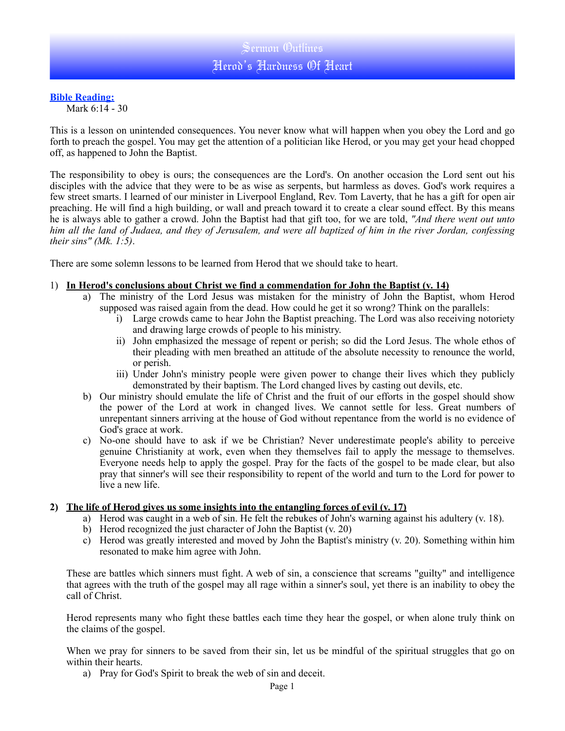# Sermon Outlines
# Herod's Hardness Of Heart

**Bible Reading:**
Mark 6:14 - 30

This is a lesson on unintended consequences. You never know what will happen when you obey the Lord and go forth to preach the gospel. You may get the attention of a politician like Herod, or you may get your head chopped off, as happened to John the Baptist.

The responsibility to obey is ours; the consequences are the Lord's. On another occasion the Lord sent out his disciples with the advice that they were to be as wise as serpents, but harmless as doves. God's work requires a few street smarts. I learned of our minister in Liverpool England, Rev. Tom Laverty, that he has a gift for open air preaching. He will find a high building, or wall and preach toward it to create a clear sound effect. By this means he is always able to gather a crowd. John the Baptist had that gift too, for we are told, *"And there went out unto him all the land of Judaea, and they of Jerusalem, and were all baptized of him in the river Jordan, confessing their sins" (Mk. 1:5)*.

There are some solemn lessons to be learned from Herod that we should take to heart.

1) **In Herod's conclusions about Christ we find a commendation for John the Baptist (v. 14)**
   a) The ministry of the Lord Jesus was mistaken for the ministry of John the Baptist, whom Herod supposed was raised again from the dead. How could he get it so wrong? Think on the parallels:
      i) Large crowds came to hear John the Baptist preaching. The Lord was also receiving notoriety and drawing large crowds of people to his ministry.
      ii) John emphasized the message of repent or perish; so did the Lord Jesus. The whole ethos of their pleading with men breathed an attitude of the absolute necessity to renounce the world, or perish.
      iii) Under John's ministry people were given power to change their lives which they publicly demonstrated by their baptism. The Lord changed lives by casting out devils, etc.
   b) Our ministry should emulate the life of Christ and the fruit of our efforts in the gospel should show the power of the Lord at work in changed lives. We cannot settle for less. Great numbers of unrepentant sinners arriving at the house of God without repentance from the world is no evidence of God's grace at work.
   c) No-one should have to ask if we be Christian? Never underestimate people's ability to perceive genuine Christianity at work, even when they themselves fail to apply the message to themselves. Everyone needs help to apply the gospel. Pray for the facts of the gospel to be made clear, but also pray that sinner's will see their responsibility to repent of the world and turn to the Lord for power to live a new life.

2) **The life of Herod gives us some insights into the entangling forces of evil (v. 17)**
   a) Herod was caught in a web of sin. He felt the rebukes of John's warning against his adultery (v. 18).
   b) Herod recognized the just character of John the Baptist (v. 20)
   c) Herod was greatly interested and moved by John the Baptist's ministry (v. 20). Something within him resonated to make him agree with John.

   These are battles which sinners must fight. A web of sin, a conscience that screams "guilty" and intelligence that agrees with the truth of the gospel may all rage within a sinner's soul, yet there is an inability to obey the call of Christ.

   Herod represents many who fight these battles each time they hear the gospel, or when alone truly think on the claims of the gospel.

   When we pray for sinners to be saved from their sin, let us be mindful of the spiritual struggles that go on within their hearts.
   a) Pray for God's Spirit to break the web of sin and deceit.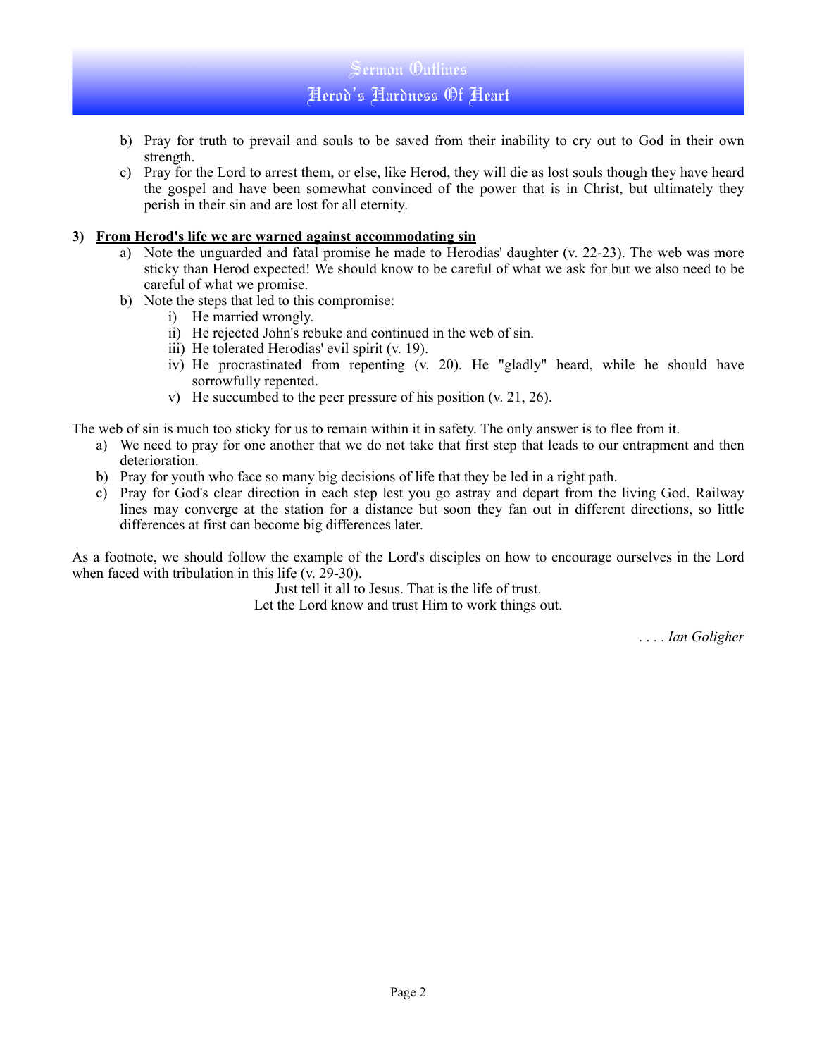b) Pray for truth to prevail and souls to be saved from their inability to cry out to God in their own strength.
c) Pray for the Lord to arrest them, or else, like Herod, they will die as lost souls though they have heard the gospel and have been somewhat convinced of the power that is in Christ, but ultimately they perish in their sin and are lost for all eternity.

**3) <u>From Herod's life we are warned against accommodating sin</u>**

a) Note the unguarded and fatal promise he made to Herodias' daughter (v. 22-23). The web was more sticky than Herod expected! We should know to be careful of what we ask for but we also need to be careful of what we promise.
b) Note the steps that led to this compromise:
   i) He married wrongly.
   ii) He rejected John's rebuke and continued in the web of sin.
   iii) He tolerated Herodias' evil spirit (v. 19).
   iv) He procrastinated from repenting (v. 20). He "gladly" heard, while he should have sorrowfully repented.
   v) He succumbed to the peer pressure of his position (v. 21, 26).

The web of sin is much too sticky for us to remain within it in safety. The only answer is to flee from it.

a) We need to pray for one another that we do not take that first step that leads to our entrapment and then deterioration.
b) Pray for youth who face so many big decisions of life that they be led in a right path.
c) Pray for God's clear direction in each step lest you go astray and depart from the living God. Railway lines may converge at the station for a distance but soon they fan out in different directions, so little differences at first can become big differences later.

As a footnote, we should follow the example of the Lord's disciples on how to encourage ourselves in the Lord when faced with tribulation in this life (v. 29-30).

Just tell it all to Jesus. That is the life of trust.
Let the Lord know and trust Him to work things out.

*. . . . Ian Goligher*